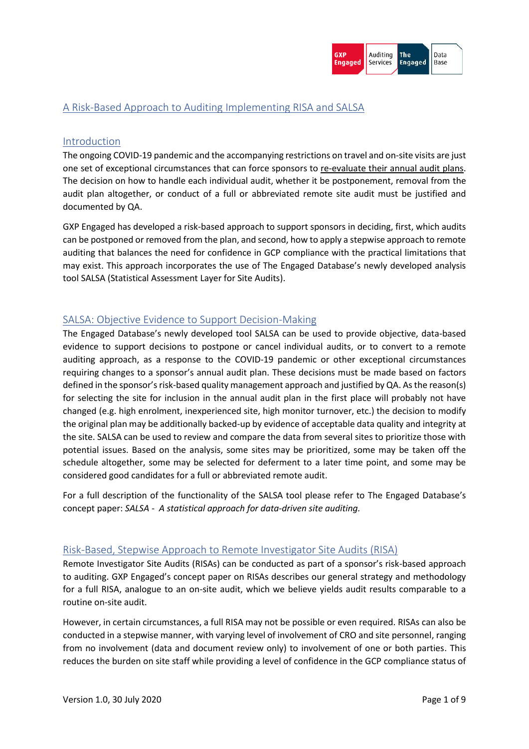# A Risk-Based Approach to Auditing Implementing RISA and SALSA

## Introduction

The ongoing COVID-19 pandemic and the accompanying restrictions on travel and on-site visits are just one set of exceptional circumstances that can force sponsors to re-evaluate their annual audit plans. The decision on how to handle each individual audit, whether it be postponement, removal from the audit plan altogether, or conduct of a full or abbreviated remote site audit must be justified and documented by QA.

GXP Engaged has developed a risk-based approach to support sponsors in deciding, first, which audits can be postponed or removed from the plan, and second, how to apply a stepwise approach to remote auditing that balances the need for confidence in GCP compliance with the practical limitations that may exist. This approach incorporates the use of The Engaged Database's newly developed analysis tool SALSA (Statistical Assessment Layer for Site Audits).

## SALSA: Objective Evidence to Support Decision-Making

The Engaged Database's newly developed tool SALSA can be used to provide objective, data-based evidence to support decisions to postpone or cancel individual audits, or to convert to a remote auditing approach, as a response to the COVID-19 pandemic or other exceptional circumstances requiring changes to a sponsor's annual audit plan. These decisions must be made based on factors defined in the sponsor's risk-based quality management approach and justified by QA. As the reason(s) for selecting the site for inclusion in the annual audit plan in the first place will probably not have changed (e.g. high enrolment, inexperienced site, high monitor turnover, etc.) the decision to modify the original plan may be additionally backed-up by evidence of acceptable data quality and integrity at the site. SALSA can be used to review and compare the data from several sites to prioritize those with potential issues. Based on the analysis, some sites may be prioritized, some may be taken off the schedule altogether, some may be selected for deferment to a later time point, and some may be considered good candidates for a full or abbreviated remote audit.

For a full description of the functionality of the SALSA tool please refer to The Engaged Database's concept paper: *SALSA - A statistical approach for data-driven site auditing.*

## Risk-Based, Stepwise Approach to Remote Investigator Site Audits (RISA)

Remote Investigator Site Audits (RISAs) can be conducted as part of a sponsor's risk-based approach to auditing. GXP Engaged's concept paper on RISAs describes our general strategy and methodology for a full RISA, analogue to an on-site audit, which we believe yields audit results comparable to a routine on-site audit.

However, in certain circumstances, a full RISA may not be possible or even required. RISAs can also be conducted in a stepwise manner, with varying level of involvement of CRO and site personnel, ranging from no involvement (data and document review only) to involvement of one or both parties. This reduces the burden on site staff while providing a level of confidence in the GCP compliance status of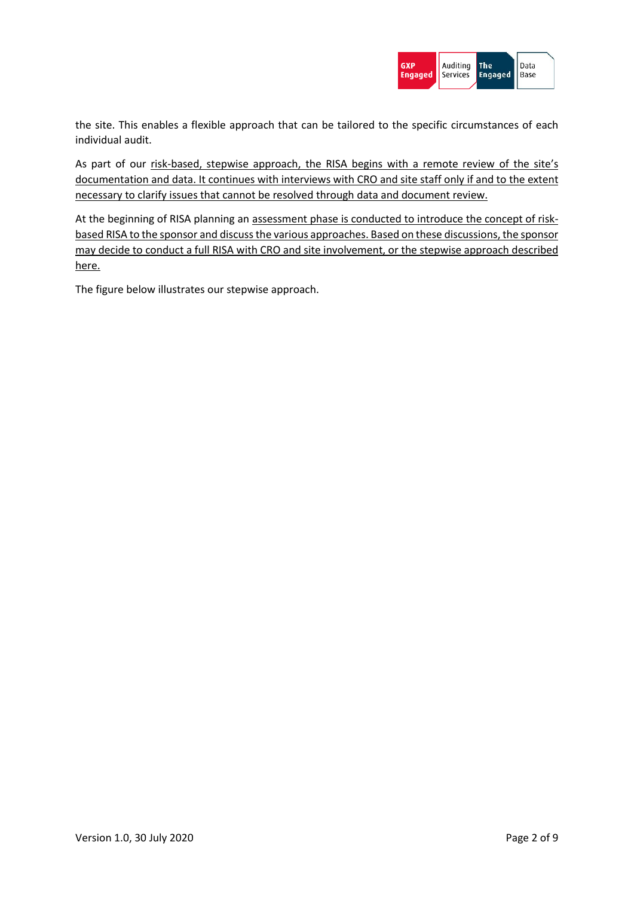the site. This enables a flexible approach that can be tailored to the specific circumstances of each individual audit.

As part of our <u>risk-based, stepwise approach, the RISA begins with a remote review of the site's documentation and data. It continues with interviews with CRO and site staff only if and to the extent necessary to clarify issues that cannot be resolved through data and document review.</u>

At the beginning of RISA planning an <u>assessment phase is conducted to introduce the concept of risk-based RISA to the sponsor and discuss the various approaches. Based on these discussions, the sponsor may decide to conduct a full RISA with CRO and site involvement, or the stepwise approach described here.</u>

The figure below illustrates our stepwise approach.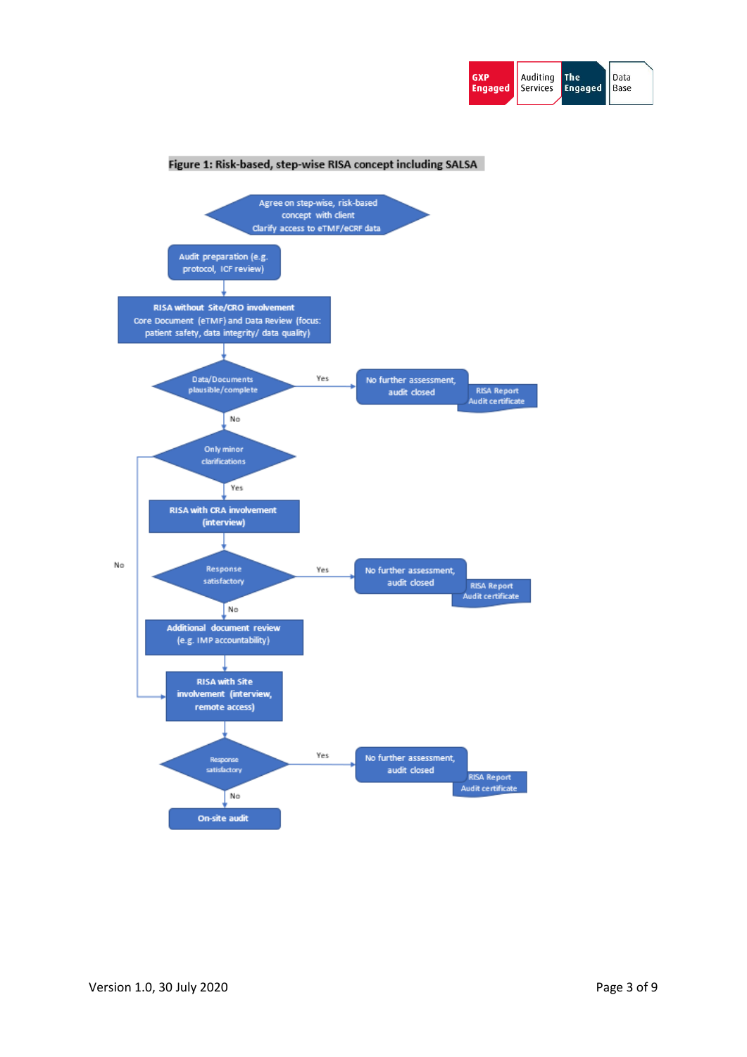**Figure 1: Risk-based, step-wise RISA concept including SALSA**

Agree on step-wise, risk-based concept with client
Clarify access to eTMF/eCRF data

Audit preparation (e.g. protocol, ICF review)

RISA without Site/CRO involvement
Core Document (eTMF) and Data Review (focus: patient safety, data integrity/ data quality)

Data/Documents plausible/complete — Yes → No further assessment, audit closed (RISA Report, Audit certificate)

No

Only minor clarifications — No → RISA with Site involvement

Yes

RISA with CRA involvement (interview)

Response satisfactory — Yes → No further assessment, audit closed (RISA Report, Audit certificate)

No

Additional document review (e.g. IMP accountability)

RISA with Site involvement (interview, remote access)

Response satisfactory — Yes → No further assessment, audit closed (RISA Report, Audit certificate)

No

On-site audit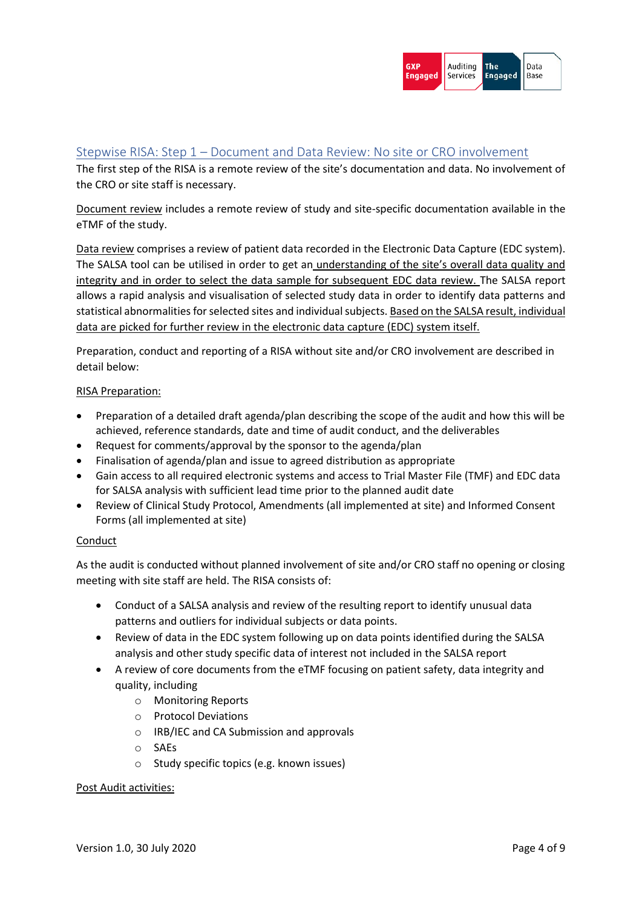## Stepwise RISA: Step 1 – Document and Data Review: No site or CRO involvement

The first step of the RISA is a remote review of the site's documentation and data. No involvement of the CRO or site staff is necessary.

Document review includes a remote review of study and site-specific documentation available in the eTMF of the study.

Data review comprises a review of patient data recorded in the Electronic Data Capture (EDC system). The SALSA tool can be utilised in order to get an understanding of the site's overall data quality and integrity and in order to select the data sample for subsequent EDC data review. The SALSA report allows a rapid analysis and visualisation of selected study data in order to identify data patterns and statistical abnormalities for selected sites and individual subjects. Based on the SALSA result, individual data are picked for further review in the electronic data capture (EDC) system itself.

Preparation, conduct and reporting of a RISA without site and/or CRO involvement are described in detail below:

RISA Preparation:

- Preparation of a detailed draft agenda/plan describing the scope of the audit and how this will be achieved, reference standards, date and time of audit conduct, and the deliverables
- Request for comments/approval by the sponsor to the agenda/plan
- Finalisation of agenda/plan and issue to agreed distribution as appropriate
- Gain access to all required electronic systems and access to Trial Master File (TMF) and EDC data for SALSA analysis with sufficient lead time prior to the planned audit date
- Review of Clinical Study Protocol, Amendments (all implemented at site) and Informed Consent Forms (all implemented at site)

Conduct

As the audit is conducted without planned involvement of site and/or CRO staff no opening or closing meeting with site staff are held. The RISA consists of:

- Conduct of a SALSA analysis and review of the resulting report to identify unusual data patterns and outliers for individual subjects or data points.
- Review of data in the EDC system following up on data points identified during the SALSA analysis and other study specific data of interest not included in the SALSA report
- A review of core documents from the eTMF focusing on patient safety, data integrity and quality, including
    - Monitoring Reports
    - Protocol Deviations
    - IRB/IEC and CA Submission and approvals
    - SAEs
    - Study specific topics (e.g. known issues)

Post Audit activities: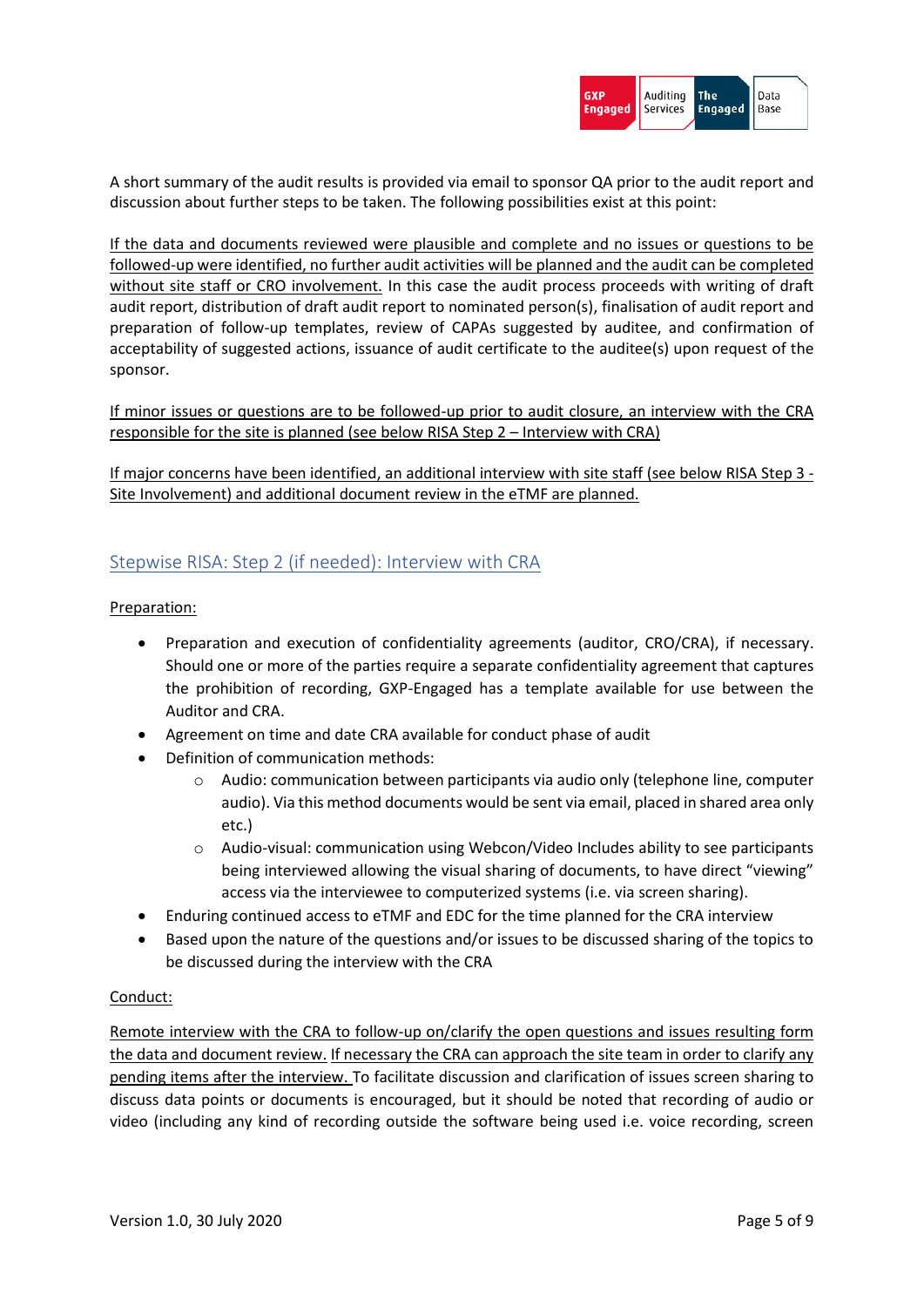A short summary of the audit results is provided via email to sponsor QA prior to the audit report and discussion about further steps to be taken. The following possibilities exist at this point:

If the data and documents reviewed were plausible and complete and no issues or questions to be followed-up were identified, no further audit activities will be planned and the audit can be completed without site staff or CRO involvement. In this case the audit process proceeds with writing of draft audit report, distribution of draft audit report to nominated person(s), finalisation of audit report and preparation of follow-up templates, review of CAPAs suggested by auditee, and confirmation of acceptability of suggested actions, issuance of audit certificate to the auditee(s) upon request of the sponsor.

If minor issues or questions are to be followed-up prior to audit closure, an interview with the CRA responsible for the site is planned (see below RISA Step 2 – Interview with CRA)

If major concerns have been identified, an additional interview with site staff (see below RISA Step 3 - Site Involvement) and additional document review in the eTMF are planned.

## Stepwise RISA: Step 2 (if needed): Interview with CRA

Preparation:

- Preparation and execution of confidentiality agreements (auditor, CRO/CRA), if necessary. Should one or more of the parties require a separate confidentiality agreement that captures the prohibition of recording, GXP-Engaged has a template available for use between the Auditor and CRA.
- Agreement on time and date CRA available for conduct phase of audit
- Definition of communication methods:
  - Audio: communication between participants via audio only (telephone line, computer audio). Via this method documents would be sent via email, placed in shared area only etc.)
  - Audio-visual: communication using Webcon/Video Includes ability to see participants being interviewed allowing the visual sharing of documents, to have direct "viewing" access via the interviewee to computerized systems (i.e. via screen sharing).
- Enduring continued access to eTMF and EDC for the time planned for the CRA interview
- Based upon the nature of the questions and/or issues to be discussed sharing of the topics to be discussed during the interview with the CRA

Conduct:

Remote interview with the CRA to follow-up on/clarify the open questions and issues resulting form the data and document review. If necessary the CRA can approach the site team in order to clarify any pending items after the interview. To facilitate discussion and clarification of issues screen sharing to discuss data points or documents is encouraged, but it should be noted that recording of audio or video (including any kind of recording outside the software being used i.e. voice recording, screen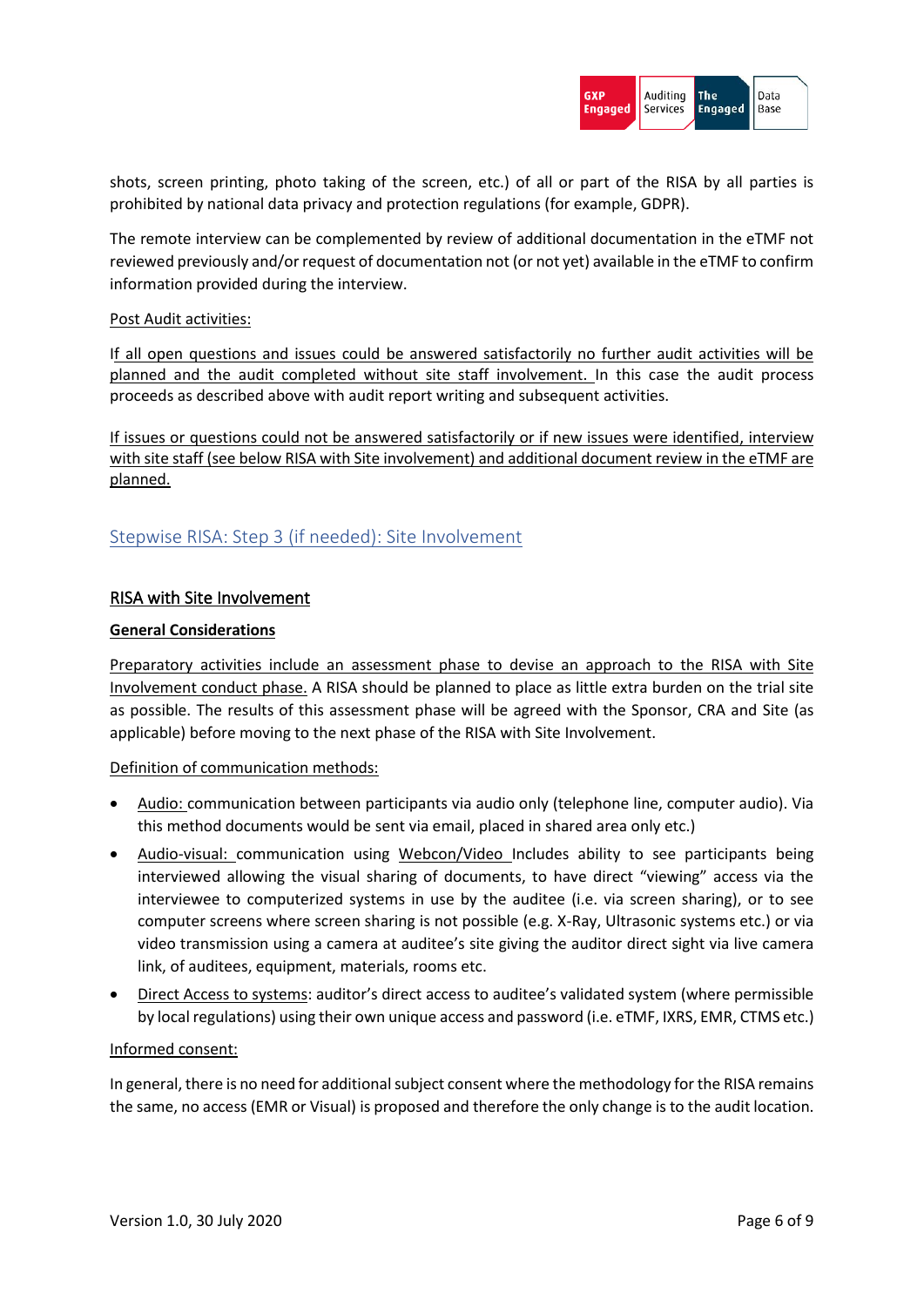shots, screen printing, photo taking of the screen, etc.) of all or part of the RISA by all parties is prohibited by national data privacy and protection regulations (for example, GDPR).

The remote interview can be complemented by review of additional documentation in the eTMF not reviewed previously and/or request of documentation not (or not yet) available in the eTMF to confirm information provided during the interview.

Post Audit activities:

If all open questions and issues could be answered satisfactorily no further audit activities will be planned and the audit completed without site staff involvement. In this case the audit process proceeds as described above with audit report writing and subsequent activities.

If issues or questions could not be answered satisfactorily or if new issues were identified, interview with site staff (see below RISA with Site involvement) and additional document review in the eTMF are planned.

## Stepwise RISA: Step 3 (if needed): Site Involvement

### RISA with Site Involvement

**General Considerations**

Preparatory activities include an assessment phase to devise an approach to the RISA with Site Involvement conduct phase. A RISA should be planned to place as little extra burden on the trial site as possible. The results of this assessment phase will be agreed with the Sponsor, CRA and Site (as applicable) before moving to the next phase of the RISA with Site Involvement.

Definition of communication methods:

- Audio: communication between participants via audio only (telephone line, computer audio). Via this method documents would be sent via email, placed in shared area only etc.)
- Audio-visual: communication using Webcon/Video Includes ability to see participants being interviewed allowing the visual sharing of documents, to have direct "viewing" access via the interviewee to computerized systems in use by the auditee (i.e. via screen sharing), or to see computer screens where screen sharing is not possible (e.g. X-Ray, Ultrasonic systems etc.) or via video transmission using a camera at auditee's site giving the auditor direct sight via live camera link, of auditees, equipment, materials, rooms etc.
- Direct Access to systems: auditor's direct access to auditee's validated system (where permissible by local regulations) using their own unique access and password (i.e. eTMF, IXRS, EMR, CTMS etc.)

Informed consent:

In general, there is no need for additional subject consent where the methodology for the RISA remains the same, no access (EMR or Visual) is proposed and therefore the only change is to the audit location.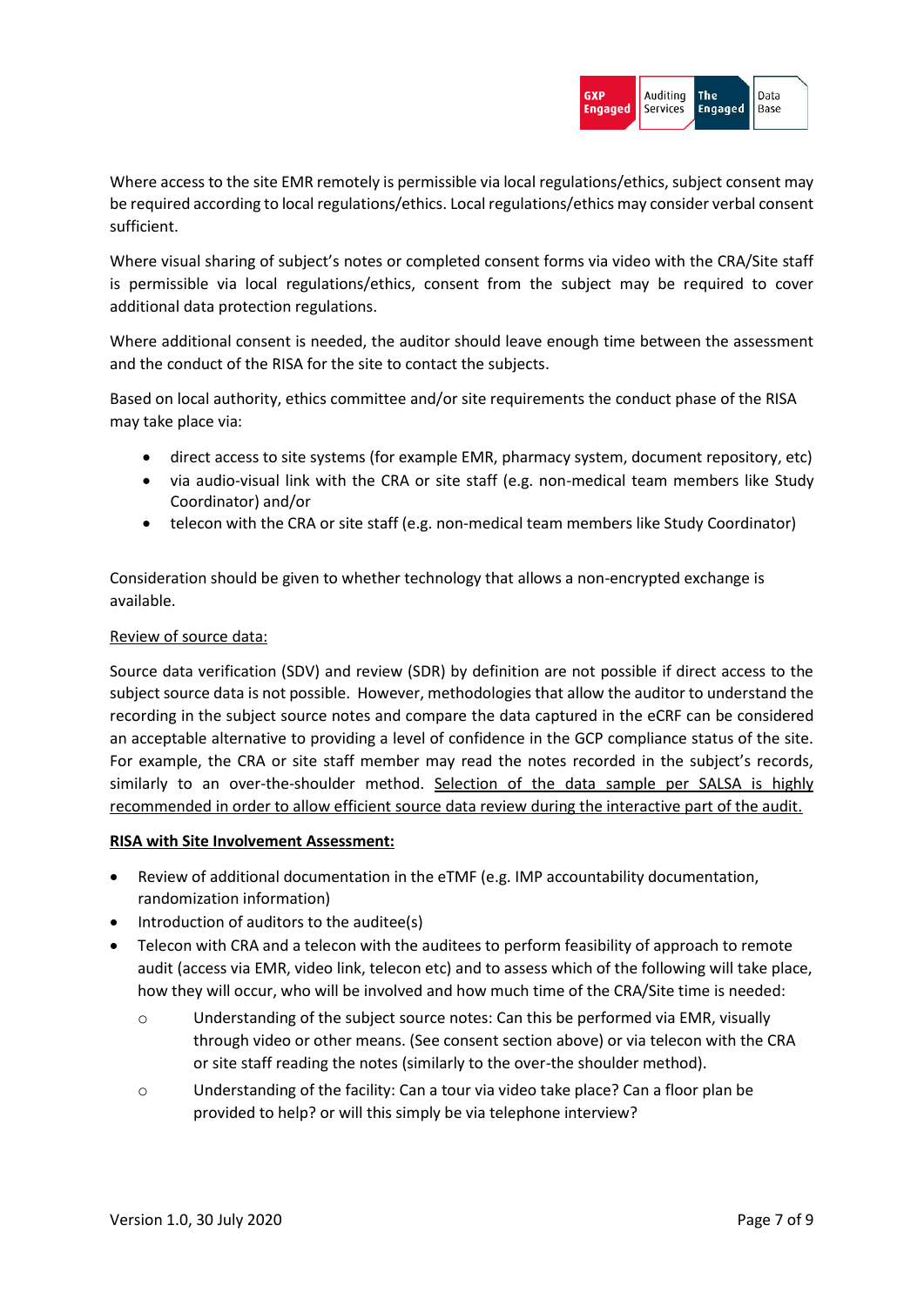Where access to the site EMR remotely is permissible via local regulations/ethics, subject consent may be required according to local regulations/ethics. Local regulations/ethics may consider verbal consent sufficient.

Where visual sharing of subject's notes or completed consent forms via video with the CRA/Site staff is permissible via local regulations/ethics, consent from the subject may be required to cover additional data protection regulations.

Where additional consent is needed, the auditor should leave enough time between the assessment and the conduct of the RISA for the site to contact the subjects.

Based on local authority, ethics committee and/or site requirements the conduct phase of the RISA may take place via:

- direct access to site systems (for example EMR, pharmacy system, document repository, etc)
- via audio-visual link with the CRA or site staff (e.g. non-medical team members like Study Coordinator) and/or
- telecon with the CRA or site staff (e.g. non-medical team members like Study Coordinator)

Consideration should be given to whether technology that allows a non-encrypted exchange is available.

<u>Review of source data:</u>

Source data verification (SDV) and review (SDR) by definition are not possible if direct access to the subject source data is not possible. However, methodologies that allow the auditor to understand the recording in the subject source notes and compare the data captured in the eCRF can be considered an acceptable alternative to providing a level of confidence in the GCP compliance status of the site. For example, the CRA or site staff member may read the notes recorded in the subject's records, similarly to an over-the-shoulder method. <u>Selection of the data sample per SALSA is highly recommended in order to allow efficient source data review during the interactive part of the audit.</u>

**<u>RISA with Site Involvement Assessment:</u>**

- Review of additional documentation in the eTMF (e.g. IMP accountability documentation, randomization information)
- Introduction of auditors to the auditee(s)
- Telecon with CRA and a telecon with the auditees to perform feasibility of approach to remote audit (access via EMR, video link, telecon etc) and to assess which of the following will take place, how they will occur, who will be involved and how much time of the CRA/Site time is needed:
  - Understanding of the subject source notes: Can this be performed via EMR, visually through video or other means. (See consent section above) or via telecon with the CRA or site staff reading the notes (similarly to the over-the shoulder method).
  - Understanding of the facility: Can a tour via video take place? Can a floor plan be provided to help? or will this simply be via telephone interview?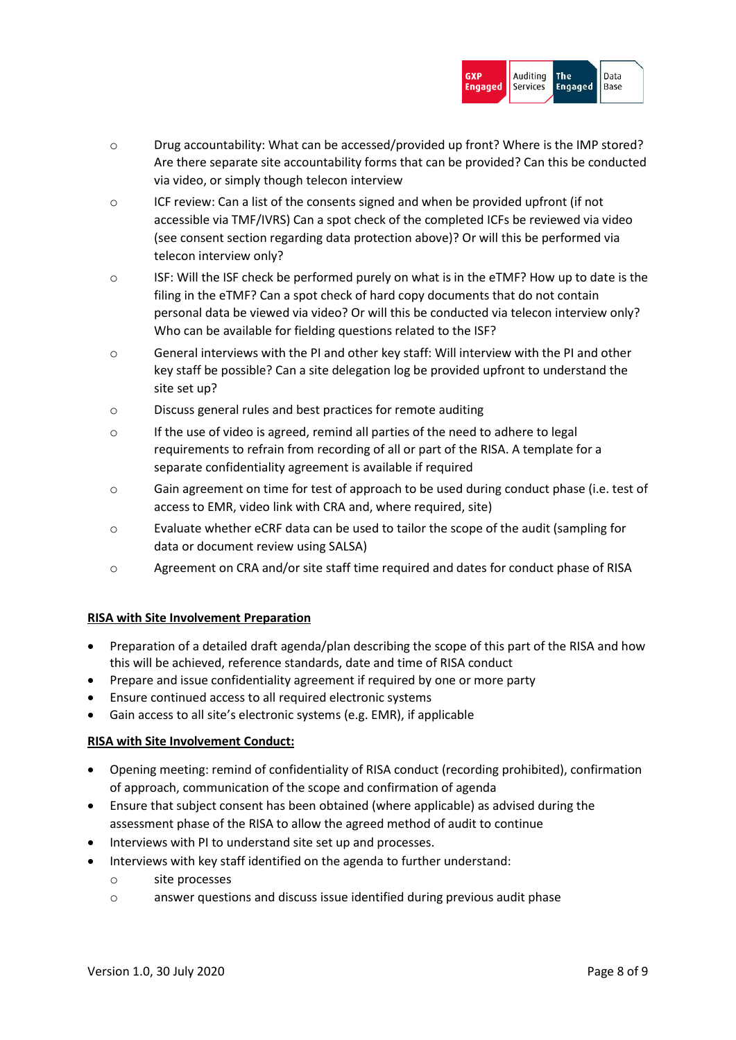- Drug accountability: What can be accessed/provided up front? Where is the IMP stored? Are there separate site accountability forms that can be provided? Can this be conducted via video, or simply though telecon interview
- ICF review: Can a list of the consents signed and when be provided upfront (if not accessible via TMF/IVRS) Can a spot check of the completed ICFs be reviewed via video (see consent section regarding data protection above)? Or will this be performed via telecon interview only?
- ISF: Will the ISF check be performed purely on what is in the eTMF? How up to date is the filing in the eTMF? Can a spot check of hard copy documents that do not contain personal data be viewed via video? Or will this be conducted via telecon interview only? Who can be available for fielding questions related to the ISF?
- General interviews with the PI and other key staff: Will interview with the PI and other key staff be possible? Can a site delegation log be provided upfront to understand the site set up?
- Discuss general rules and best practices for remote auditing
- If the use of video is agreed, remind all parties of the need to adhere to legal requirements to refrain from recording of all or part of the RISA. A template for a separate confidentiality agreement is available if required
- Gain agreement on time for test of approach to be used during conduct phase (i.e. test of access to EMR, video link with CRA and, where required, site)
- Evaluate whether eCRF data can be used to tailor the scope of the audit (sampling for data or document review using SALSA)
- Agreement on CRA and/or site staff time required and dates for conduct phase of RISA

**<u>RISA with Site Involvement Preparation</u>**

- Preparation of a detailed draft agenda/plan describing the scope of this part of the RISA and how this will be achieved, reference standards, date and time of RISA conduct
- Prepare and issue confidentiality agreement if required by one or more party
- Ensure continued access to all required electronic systems
- Gain access to all site's electronic systems (e.g. EMR), if applicable

**<u>RISA with Site Involvement Conduct:</u>**

- Opening meeting: remind of confidentiality of RISA conduct (recording prohibited), confirmation of approach, communication of the scope and confirmation of agenda
- Ensure that subject consent has been obtained (where applicable) as advised during the assessment phase of the RISA to allow the agreed method of audit to continue
- Interviews with PI to understand site set up and processes.
- Interviews with key staff identified on the agenda to further understand:
  - site processes
  - answer questions and discuss issue identified during previous audit phase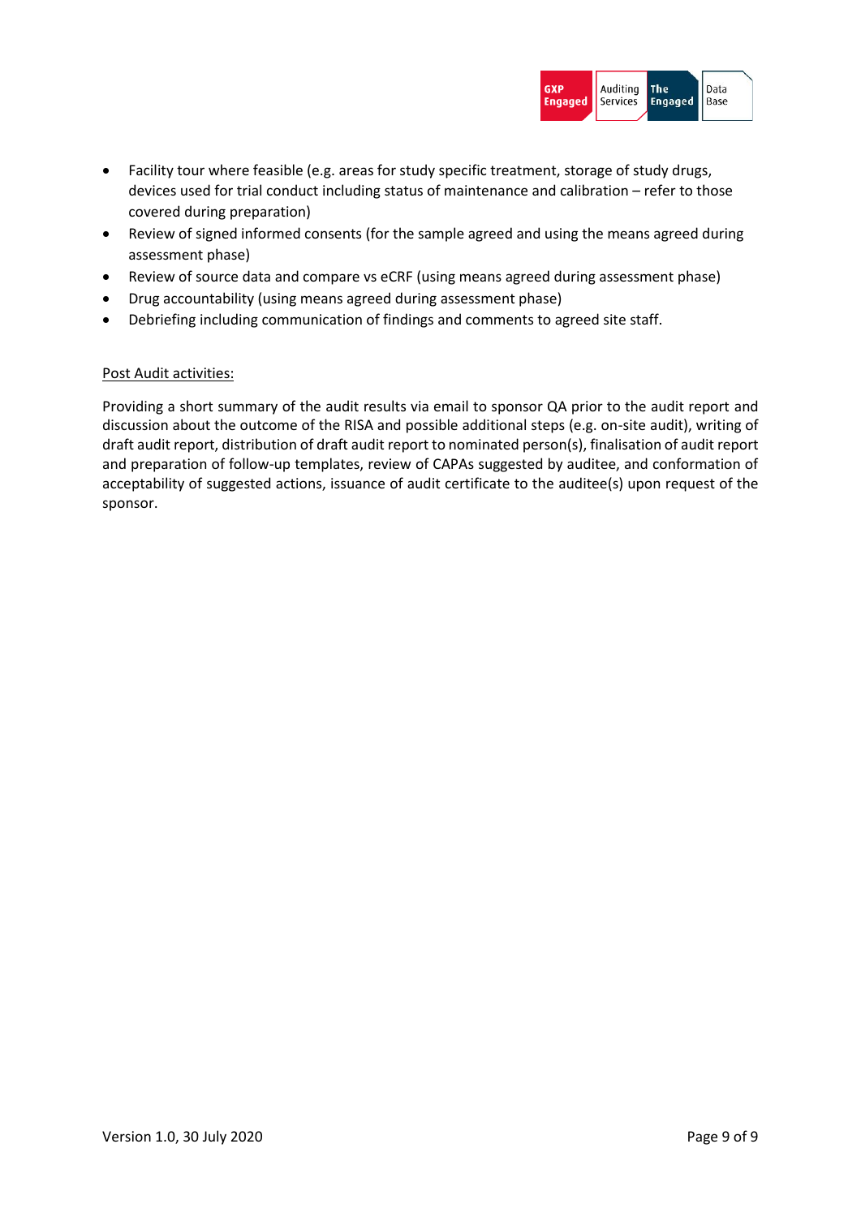- Facility tour where feasible (e.g. areas for study specific treatment, storage of study drugs, devices used for trial conduct including status of maintenance and calibration – refer to those covered during preparation)
- Review of signed informed consents (for the sample agreed and using the means agreed during assessment phase)
- Review of source data and compare vs eCRF (using means agreed during assessment phase)
- Drug accountability (using means agreed during assessment phase)
- Debriefing including communication of findings and comments to agreed site staff.

<u>Post Audit activities:</u>

Providing a short summary of the audit results via email to sponsor QA prior to the audit report and discussion about the outcome of the RISA and possible additional steps (e.g. on-site audit), writing of draft audit report, distribution of draft audit report to nominated person(s), finalisation of audit report and preparation of follow-up templates, review of CAPAs suggested by auditee, and conformation of acceptability of suggested actions, issuance of audit certificate to the auditee(s) upon request of the sponsor.